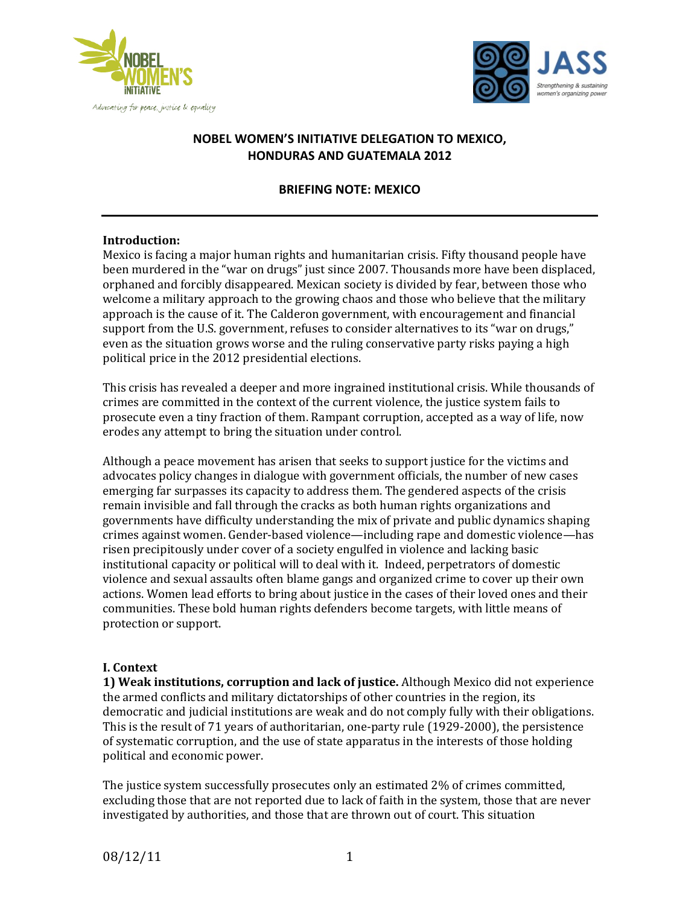# NOBEL WOMEN'S INITIATIVE DELEGATION TO MEXICO, HONDURAS AND GUATEMALA 2012

## BRIEFING NOTE: MEXICO

---

**Introduction:**

Mexico is facing a major human rights and humanitarian crisis. Fifty thousand people have been murdered in the "war on drugs" just since 2007. Thousands more have been displaced, orphaned and forcibly disappeared. Mexican society is divided by fear, between those who welcome a military approach to the growing chaos and those who believe that the military approach is the cause of it. The Calderon government, with encouragement and financial support from the U.S. government, refuses to consider alternatives to its "war on drugs," even as the situation grows worse and the ruling conservative party risks paying a high political price in the 2012 presidential elections.

This crisis has revealed a deeper and more ingrained institutional crisis. While thousands of crimes are committed in the context of the current violence, the justice system fails to prosecute even a tiny fraction of them. Rampant corruption, accepted as a way of life, now erodes any attempt to bring the situation under control.

Although a peace movement has arisen that seeks to support justice for the victims and advocates policy changes in dialogue with government officials, the number of new cases emerging far surpasses its capacity to address them. The gendered aspects of the crisis remain invisible and fall through the cracks as both human rights organizations and governments have difficulty understanding the mix of private and public dynamics shaping crimes against women. Gender-based violence—including rape and domestic violence—has risen precipitously under cover of a society engulfed in violence and lacking basic institutional capacity or political will to deal with it. Indeed, perpetrators of domestic violence and sexual assaults often blame gangs and organized crime to cover up their own actions. Women lead efforts to bring about justice in the cases of their loved ones and their communities. These bold human rights defenders become targets, with little means of protection or support.

**I. Context**

**1) Weak institutions, corruption and lack of justice.** Although Mexico did not experience the armed conflicts and military dictatorships of other countries in the region, its democratic and judicial institutions are weak and do not comply fully with their obligations. This is the result of 71 years of authoritarian, one-party rule (1929-2000), the persistence of systematic corruption, and the use of state apparatus in the interests of those holding political and economic power.

The justice system successfully prosecutes only an estimated 2% of crimes committed, excluding those that are not reported due to lack of faith in the system, those that are never investigated by authorities, and those that are thrown out of court. This situation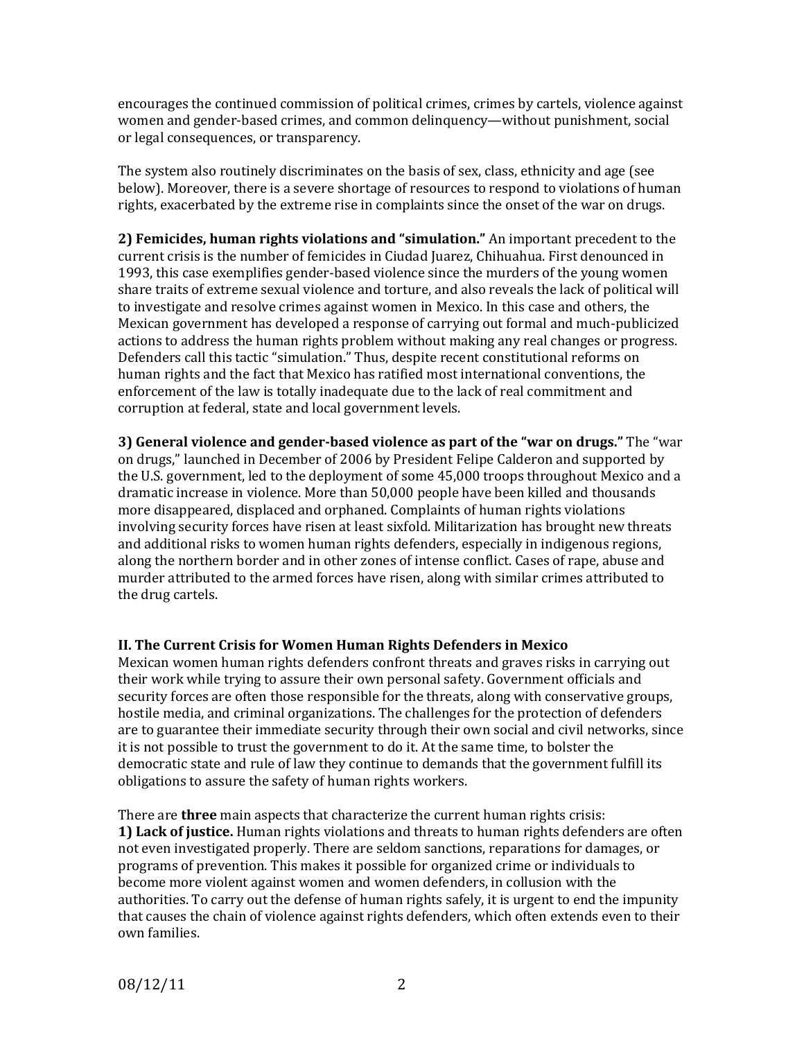encourages the continued commission of political crimes, crimes by cartels, violence against women and gender-based crimes, and common delinquency—without punishment, social or legal consequences, or transparency.

The system also routinely discriminates on the basis of sex, class, ethnicity and age (see below). Moreover, there is a severe shortage of resources to respond to violations of human rights, exacerbated by the extreme rise in complaints since the onset of the war on drugs.

**2) Femicides, human rights violations and "simulation."** An important precedent to the current crisis is the number of femicides in Ciudad Juarez, Chihuahua. First denounced in 1993, this case exemplifies gender-based violence since the murders of the young women share traits of extreme sexual violence and torture, and also reveals the lack of political will to investigate and resolve crimes against women in Mexico. In this case and others, the Mexican government has developed a response of carrying out formal and much-publicized actions to address the human rights problem without making any real changes or progress. Defenders call this tactic "simulation." Thus, despite recent constitutional reforms on human rights and the fact that Mexico has ratified most international conventions, the enforcement of the law is totally inadequate due to the lack of real commitment and corruption at federal, state and local government levels.

**3) General violence and gender-based violence as part of the "war on drugs."** The "war on drugs," launched in December of 2006 by President Felipe Calderon and supported by the U.S. government, led to the deployment of some 45,000 troops throughout Mexico and a dramatic increase in violence. More than 50,000 people have been killed and thousands more disappeared, displaced and orphaned. Complaints of human rights violations involving security forces have risen at least sixfold. Militarization has brought new threats and additional risks to women human rights defenders, especially in indigenous regions, along the northern border and in other zones of intense conflict. Cases of rape, abuse and murder attributed to the armed forces have risen, along with similar crimes attributed to the drug cartels.

## II. The Current Crisis for Women Human Rights Defenders in Mexico

Mexican women human rights defenders confront threats and graves risks in carrying out their work while trying to assure their own personal safety. Government officials and security forces are often those responsible for the threats, along with conservative groups, hostile media, and criminal organizations. The challenges for the protection of defenders are to guarantee their immediate security through their own social and civil networks, since it is not possible to trust the government to do it. At the same time, to bolster the democratic state and rule of law they continue to demands that the government fulfill its obligations to assure the safety of human rights workers.

There are **three** main aspects that characterize the current human rights crisis:

**1) Lack of justice.** Human rights violations and threats to human rights defenders are often not even investigated properly. There are seldom sanctions, reparations for damages, or programs of prevention. This makes it possible for organized crime or individuals to become more violent against women and women defenders, in collusion with the authorities. To carry out the defense of human rights safely, it is urgent to end the impunity that causes the chain of violence against rights defenders, which often extends even to their own families.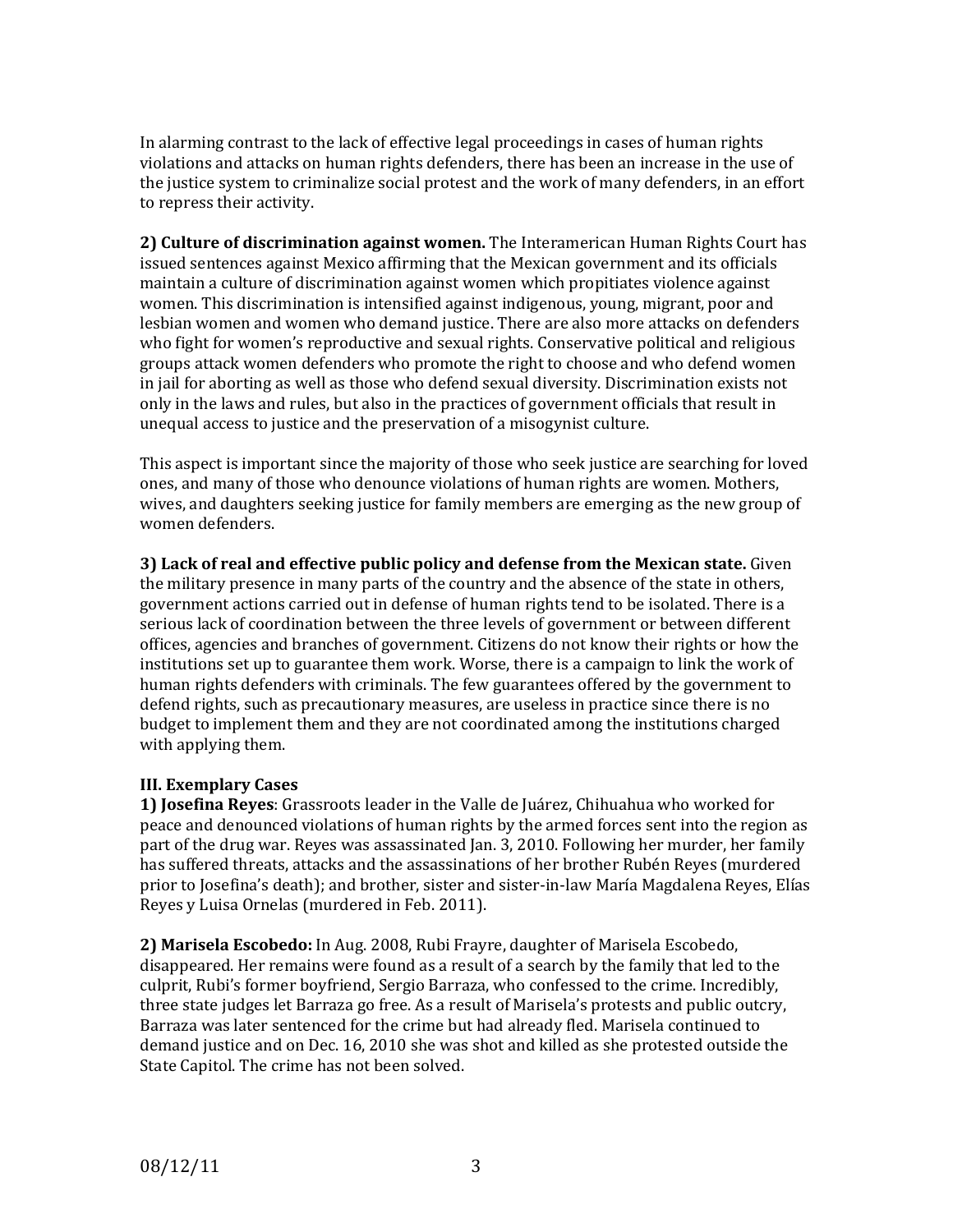In alarming contrast to the lack of effective legal proceedings in cases of human rights violations and attacks on human rights defenders, there has been an increase in the use of the justice system to criminalize social protest and the work of many defenders, in an effort to repress their activity.

**2) Culture of discrimination against women.** The Interamerican Human Rights Court has issued sentences against Mexico affirming that the Mexican government and its officials maintain a culture of discrimination against women which propitiates violence against women. This discrimination is intensified against indigenous, young, migrant, poor and lesbian women and women who demand justice. There are also more attacks on defenders who fight for women's reproductive and sexual rights. Conservative political and religious groups attack women defenders who promote the right to choose and who defend women in jail for aborting as well as those who defend sexual diversity. Discrimination exists not only in the laws and rules, but also in the practices of government officials that result in unequal access to justice and the preservation of a misogynist culture.

This aspect is important since the majority of those who seek justice are searching for loved ones, and many of those who denounce violations of human rights are women. Mothers, wives, and daughters seeking justice for family members are emerging as the new group of women defenders.

**3) Lack of real and effective public policy and defense from the Mexican state.** Given the military presence in many parts of the country and the absence of the state in others, government actions carried out in defense of human rights tend to be isolated. There is a serious lack of coordination between the three levels of government or between different offices, agencies and branches of government. Citizens do not know their rights or how the institutions set up to guarantee them work. Worse, there is a campaign to link the work of human rights defenders with criminals. The few guarantees offered by the government to defend rights, such as precautionary measures, are useless in practice since there is no budget to implement them and they are not coordinated among the institutions charged with applying them.

## III. Exemplary Cases

**1) Josefina Reyes**: Grassroots leader in the Valle de Juárez, Chihuahua who worked for peace and denounced violations of human rights by the armed forces sent into the region as part of the drug war. Reyes was assassinated Jan. 3, 2010. Following her murder, her family has suffered threats, attacks and the assassinations of her brother Rubén Reyes (murdered prior to Josefina's death); and brother, sister and sister-in-law María Magdalena Reyes, Elías Reyes y Luisa Ornelas (murdered in Feb. 2011).

**2) Marisela Escobedo:** In Aug. 2008, Rubi Frayre, daughter of Marisela Escobedo, disappeared. Her remains were found as a result of a search by the family that led to the culprit, Rubi's former boyfriend, Sergio Barraza, who confessed to the crime. Incredibly, three state judges let Barraza go free. As a result of Marisela's protests and public outcry, Barraza was later sentenced for the crime but had already fled. Marisela continued to demand justice and on Dec. 16, 2010 she was shot and killed as she protested outside the State Capitol. The crime has not been solved.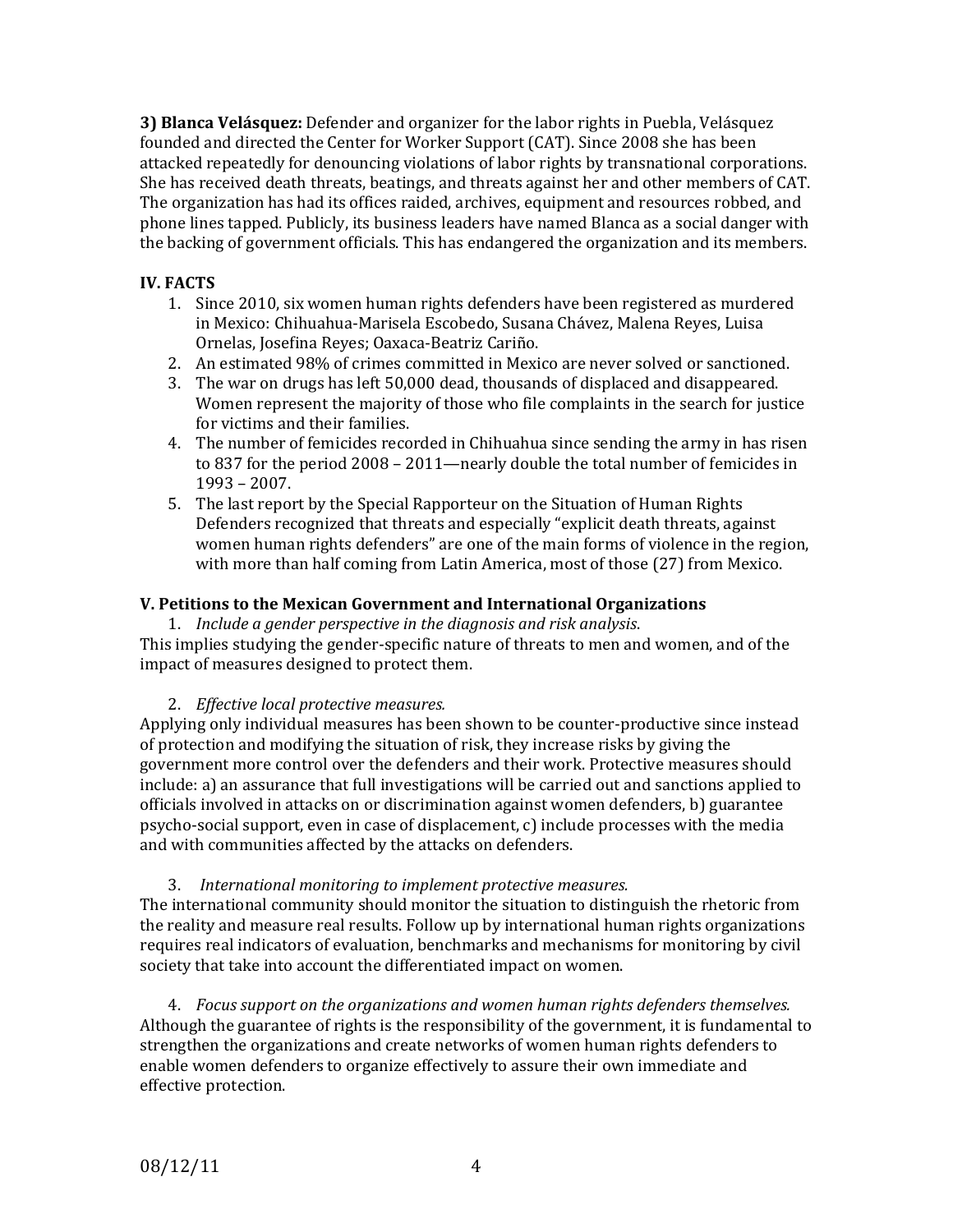**3) Blanca Velásquez:** Defender and organizer for the labor rights in Puebla, Velásquez founded and directed the Center for Worker Support (CAT). Since 2008 she has been attacked repeatedly for denouncing violations of labor rights by transnational corporations. She has received death threats, beatings, and threats against her and other members of CAT. The organization has had its offices raided, archives, equipment and resources robbed, and phone lines tapped. Publicly, its business leaders have named Blanca as a social danger with the backing of government officials. This has endangered the organization and its members.

## IV. FACTS

1. Since 2010, six women human rights defenders have been registered as murdered in Mexico: Chihuahua-Marisela Escobedo, Susana Chávez, Malena Reyes, Luisa Ornelas, Josefina Reyes; Oaxaca-Beatriz Cariño.
2. An estimated 98% of crimes committed in Mexico are never solved or sanctioned.
3. The war on drugs has left 50,000 dead, thousands of displaced and disappeared. Women represent the majority of those who file complaints in the search for justice for victims and their families.
4. The number of femicides recorded in Chihuahua since sending the army in has risen to 837 for the period 2008 – 2011—nearly double the total number of femicides in 1993 – 2007.
5. The last report by the Special Rapporteur on the Situation of Human Rights Defenders recognized that threats and especially "explicit death threats, against women human rights defenders" are one of the main forms of violence in the region, with more than half coming from Latin America, most of those (27) from Mexico.

## V. Petitions to the Mexican Government and International Organizations

1. *Include a gender perspective in the diagnosis and risk analysis*.

This implies studying the gender-specific nature of threats to men and women, and of the impact of measures designed to protect them.

2. *Effective local protective measures.*

Applying only individual measures has been shown to be counter-productive since instead of protection and modifying the situation of risk, they increase risks by giving the government more control over the defenders and their work. Protective measures should include: a) an assurance that full investigations will be carried out and sanctions applied to officials involved in attacks on or discrimination against women defenders, b) guarantee psycho-social support, even in case of displacement, c) include processes with the media and with communities affected by the attacks on defenders.

3. *International monitoring to implement protective measures.*

The international community should monitor the situation to distinguish the rhetoric from the reality and measure real results. Follow up by international human rights organizations requires real indicators of evaluation, benchmarks and mechanisms for monitoring by civil society that take into account the differentiated impact on women.

4. *Focus support on the organizations and women human rights defenders themselves.*

Although the guarantee of rights is the responsibility of the government, it is fundamental to strengthen the organizations and create networks of women human rights defenders to enable women defenders to organize effectively to assure their own immediate and effective protection.

08/12/11